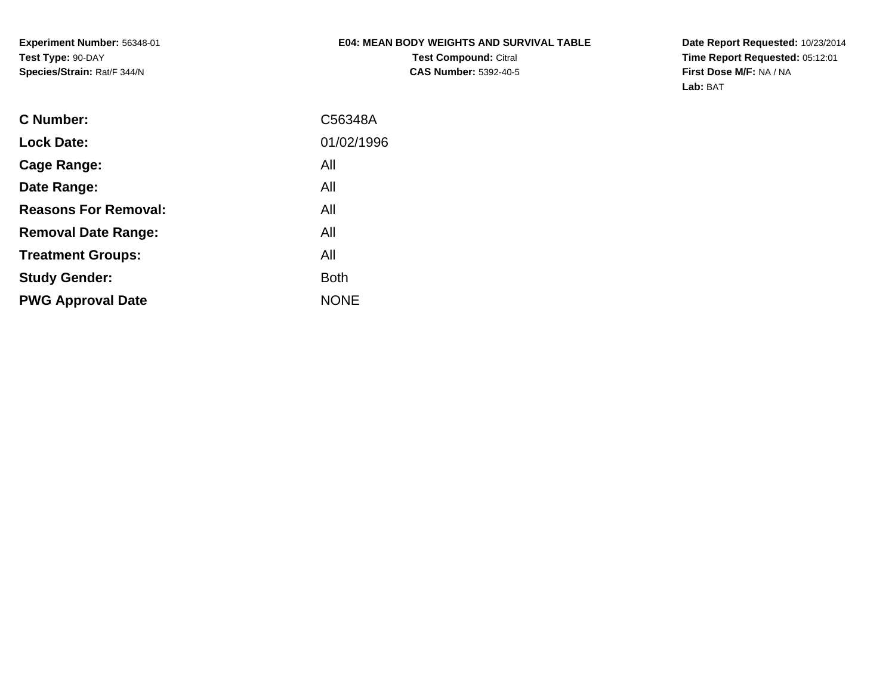**Experiment Number:** 56348-01
**Test Type:** 90-DAY
**Species/Strain:** Rat/F 344/N

**E04: MEAN BODY WEIGHTS AND SURVIVAL TABLE**
**Test Compound:** Citral
**CAS Number:** 5392-40-5

**Date Report Requested:** 10/23/2014
**Time Report Requested:** 05:12:01
**First Dose M/F:** NA / NA
**Lab:** BAT

| | |
|---|---|
| **C Number:** | C56348A |
| **Lock Date:** | 01/02/1996 |
| **Cage Range:** | All |
| **Date Range:** | All |
| **Reasons For Removal:** | All |
| **Removal Date Range:** | All |
| **Treatment Groups:** | All |
| **Study Gender:** | Both |
| **PWG Approval Date** | NONE |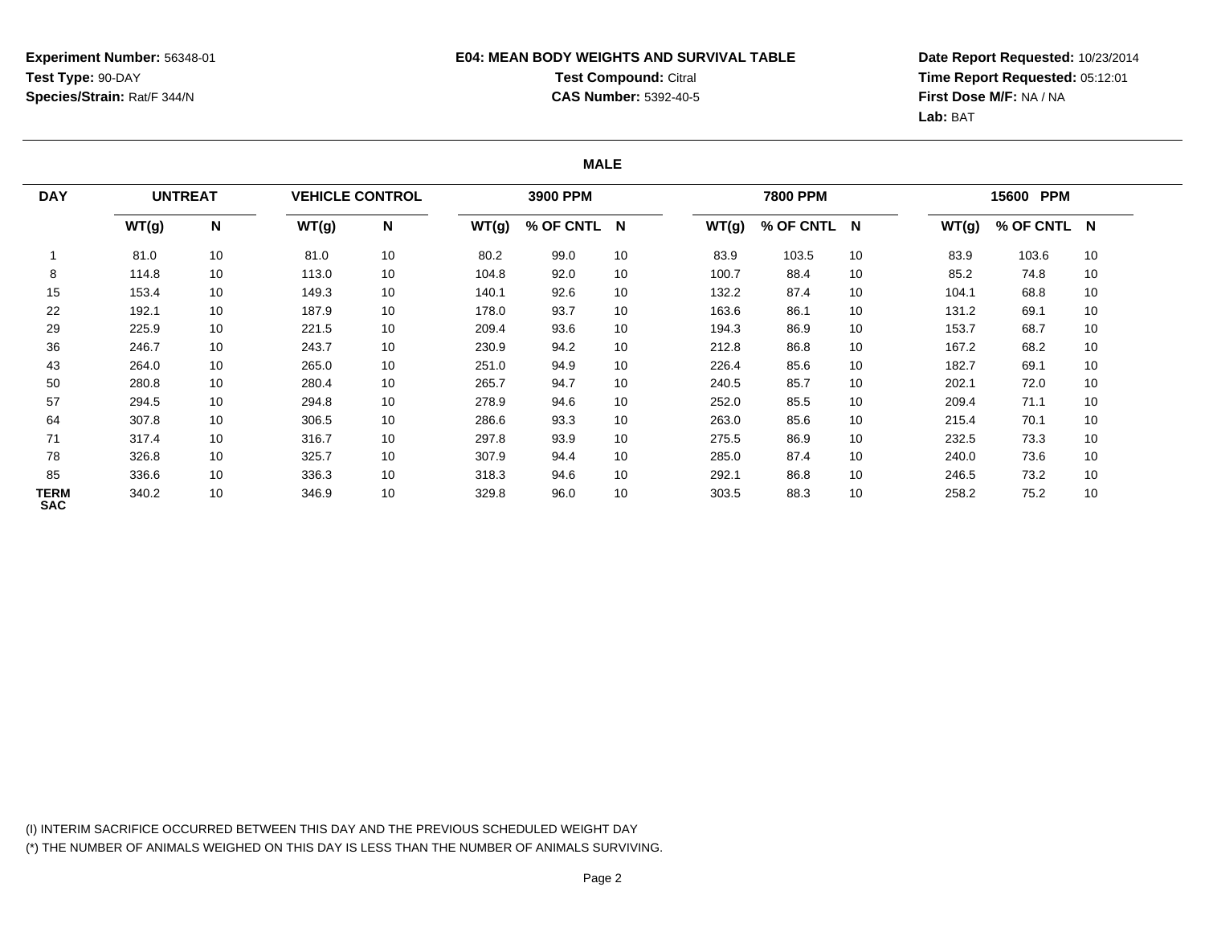**Experiment Number:** 56348-01
**Test Type:** 90-DAY
**Species/Strain:** Rat/F 344/N

**E04: MEAN BODY WEIGHTS AND SURVIVAL TABLE**
**Test Compound:** Citral
**CAS Number:** 5392-40-5

**Date Report Requested:** 10/23/2014
**Time Report Requested:** 05:12:01
**First Dose M/F:** NA / NA
**Lab:** BAT

**MALE**

| DAY | UNTREAT | | VEHICLE CONTROL | | 3900 PPM | | | 7800 PPM | | | 15600 PPM | | |
|---|---|---|---|---|---|---|---|---|---|---|---|---|---|
| | WT(g) | N | WT(g) | N | WT(g) | % OF CNTL | N | WT(g) | % OF CNTL | N | WT(g) | % OF CNTL | N |
| 1 | 81.0 | 10 | 81.0 | 10 | 80.2 | 99.0 | 10 | 83.9 | 103.5 | 10 | 83.9 | 103.6 | 10 |
| 8 | 114.8 | 10 | 113.0 | 10 | 104.8 | 92.0 | 10 | 100.7 | 88.4 | 10 | 85.2 | 74.8 | 10 |
| 15 | 153.4 | 10 | 149.3 | 10 | 140.1 | 92.6 | 10 | 132.2 | 87.4 | 10 | 104.1 | 68.8 | 10 |
| 22 | 192.1 | 10 | 187.9 | 10 | 178.0 | 93.7 | 10 | 163.6 | 86.1 | 10 | 131.2 | 69.1 | 10 |
| 29 | 225.9 | 10 | 221.5 | 10 | 209.4 | 93.6 | 10 | 194.3 | 86.9 | 10 | 153.7 | 68.7 | 10 |
| 36 | 246.7 | 10 | 243.7 | 10 | 230.9 | 94.2 | 10 | 212.8 | 86.8 | 10 | 167.2 | 68.2 | 10 |
| 43 | 264.0 | 10 | 265.0 | 10 | 251.0 | 94.9 | 10 | 226.4 | 85.6 | 10 | 182.7 | 69.1 | 10 |
| 50 | 280.8 | 10 | 280.4 | 10 | 265.7 | 94.7 | 10 | 240.5 | 85.7 | 10 | 202.1 | 72.0 | 10 |
| 57 | 294.5 | 10 | 294.8 | 10 | 278.9 | 94.6 | 10 | 252.0 | 85.5 | 10 | 209.4 | 71.1 | 10 |
| 64 | 307.8 | 10 | 306.5 | 10 | 286.6 | 93.3 | 10 | 263.0 | 85.6 | 10 | 215.4 | 70.1 | 10 |
| 71 | 317.4 | 10 | 316.7 | 10 | 297.8 | 93.9 | 10 | 275.5 | 86.9 | 10 | 232.5 | 73.3 | 10 |
| 78 | 326.8 | 10 | 325.7 | 10 | 307.9 | 94.4 | 10 | 285.0 | 87.4 | 10 | 240.0 | 73.6 | 10 |
| 85 | 336.6 | 10 | 336.3 | 10 | 318.3 | 94.6 | 10 | 292.1 | 86.8 | 10 | 246.5 | 73.2 | 10 |
| **TERM SAC** | 340.2 | 10 | 346.9 | 10 | 329.8 | 96.0 | 10 | 303.5 | 88.3 | 10 | 258.2 | 75.2 | 10 |

(I) INTERIM SACRIFICE OCCURRED BETWEEN THIS DAY AND THE PREVIOUS SCHEDULED WEIGHT DAY
(*) THE NUMBER OF ANIMALS WEIGHED ON THIS DAY IS LESS THAN THE NUMBER OF ANIMALS SURVIVING.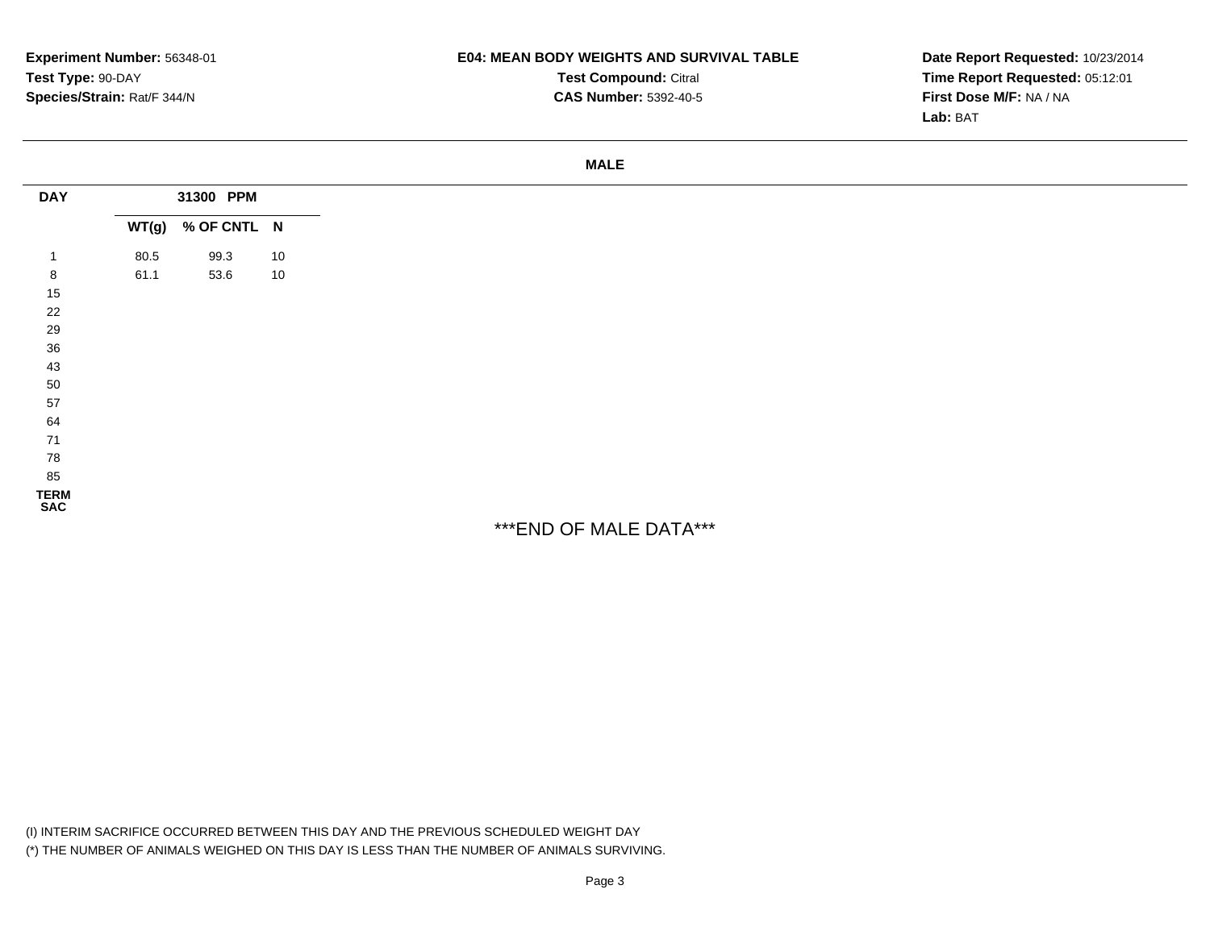**Experiment Number:** 56348-01
**Test Type:** 90-DAY
**Species/Strain:** Rat/F 344/N

**E04: MEAN BODY WEIGHTS AND SURVIVAL TABLE**
**Test Compound:** Citral
**CAS Number:** 5392-40-5

**Date Report Requested:** 10/23/2014
**Time Report Requested:** 05:12:01
**First Dose M/F:** NA / NA
**Lab:** BAT

**MALE**

| DAY | 31300 PPM | | |
|---|---|---|---|
| | WT(g) | % OF CNTL | N |
| 1 | 80.5 | 99.3 | 10 |
| 8 | 61.1 | 53.6 | 10 |
| 15 | | | |
| 22 | | | |
| 29 | | | |
| 36 | | | |
| 43 | | | |
| 50 | | | |
| 57 | | | |
| 64 | | | |
| 71 | | | |
| 78 | | | |
| 85 | | | |
| TERM SAC | | | |

***END OF MALE DATA***

(I) INTERIM SACRIFICE OCCURRED BETWEEN THIS DAY AND THE PREVIOUS SCHEDULED WEIGHT DAY
(*) THE NUMBER OF ANIMALS WEIGHED ON THIS DAY IS LESS THAN THE NUMBER OF ANIMALS SURVIVING.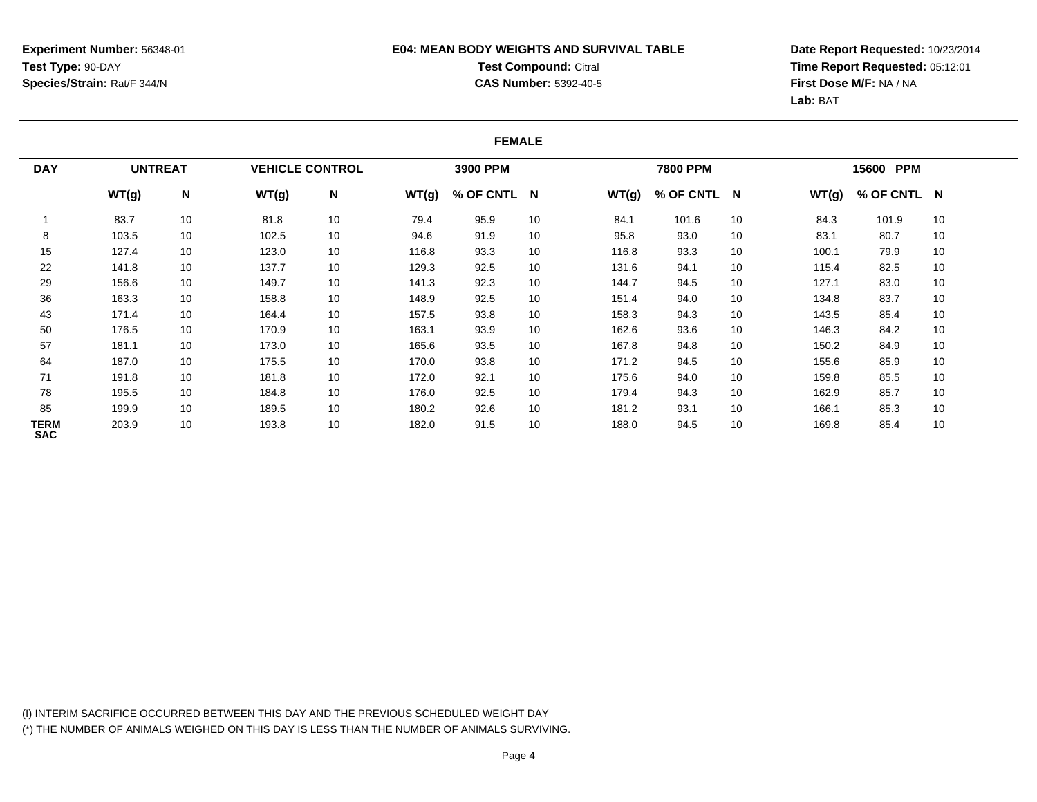**Experiment Number:** 56348-01
**Test Type:** 90-DAY
**Species/Strain:** Rat/F 344/N

**E04: MEAN BODY WEIGHTS AND SURVIVAL TABLE**
**Test Compound:** Citral
**CAS Number:** 5392-40-5

**Date Report Requested:** 10/23/2014
**Time Report Requested:** 05:12:01
**First Dose M/F:** NA / NA
**Lab:** BAT

## FEMALE

| DAY | UNTREAT | | VEHICLE CONTROL | | 3900 PPM | | | 7800 PPM | | | 15600 PPM | | |
|---|---|---|---|---|---|---|---|---|---|---|---|---|---|
| | WT(g) | N | WT(g) | N | WT(g) | % OF CNTL | N | WT(g) | % OF CNTL | N | WT(g) | % OF CNTL | N |
| 1 | 83.7 | 10 | 81.8 | 10 | 79.4 | 95.9 | 10 | 84.1 | 101.6 | 10 | 84.3 | 101.9 | 10 |
| 8 | 103.5 | 10 | 102.5 | 10 | 94.6 | 91.9 | 10 | 95.8 | 93.0 | 10 | 83.1 | 80.7 | 10 |
| 15 | 127.4 | 10 | 123.0 | 10 | 116.8 | 93.3 | 10 | 116.8 | 93.3 | 10 | 100.1 | 79.9 | 10 |
| 22 | 141.8 | 10 | 137.7 | 10 | 129.3 | 92.5 | 10 | 131.6 | 94.1 | 10 | 115.4 | 82.5 | 10 |
| 29 | 156.6 | 10 | 149.7 | 10 | 141.3 | 92.3 | 10 | 144.7 | 94.5 | 10 | 127.1 | 83.0 | 10 |
| 36 | 163.3 | 10 | 158.8 | 10 | 148.9 | 92.5 | 10 | 151.4 | 94.0 | 10 | 134.8 | 83.7 | 10 |
| 43 | 171.4 | 10 | 164.4 | 10 | 157.5 | 93.8 | 10 | 158.3 | 94.3 | 10 | 143.5 | 85.4 | 10 |
| 50 | 176.5 | 10 | 170.9 | 10 | 163.1 | 93.9 | 10 | 162.6 | 93.6 | 10 | 146.3 | 84.2 | 10 |
| 57 | 181.1 | 10 | 173.0 | 10 | 165.6 | 93.5 | 10 | 167.8 | 94.8 | 10 | 150.2 | 84.9 | 10 |
| 64 | 187.0 | 10 | 175.5 | 10 | 170.0 | 93.8 | 10 | 171.2 | 94.5 | 10 | 155.6 | 85.9 | 10 |
| 71 | 191.8 | 10 | 181.8 | 10 | 172.0 | 92.1 | 10 | 175.6 | 94.0 | 10 | 159.8 | 85.5 | 10 |
| 78 | 195.5 | 10 | 184.8 | 10 | 176.0 | 92.5 | 10 | 179.4 | 94.3 | 10 | 162.9 | 85.7 | 10 |
| 85 | 199.9 | 10 | 189.5 | 10 | 180.2 | 92.6 | 10 | 181.2 | 93.1 | 10 | 166.1 | 85.3 | 10 |
| **TERM SAC** | 203.9 | 10 | 193.8 | 10 | 182.0 | 91.5 | 10 | 188.0 | 94.5 | 10 | 169.8 | 85.4 | 10 |

(I) INTERIM SACRIFICE OCCURRED BETWEEN THIS DAY AND THE PREVIOUS SCHEDULED WEIGHT DAY
(*) THE NUMBER OF ANIMALS WEIGHED ON THIS DAY IS LESS THAN THE NUMBER OF ANIMALS SURVIVING.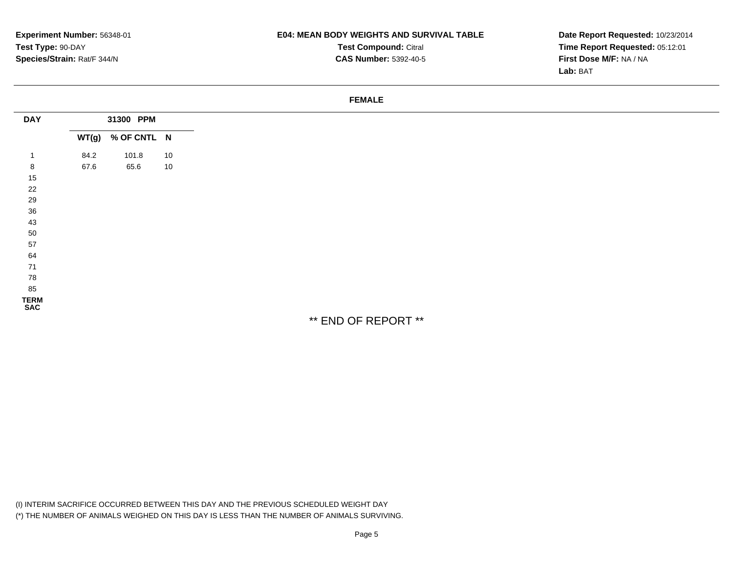**Experiment Number:** 56348-01
**Test Type:** 90-DAY
**Species/Strain:** Rat/F 344/N

**E04: MEAN BODY WEIGHTS AND SURVIVAL TABLE**
**Test Compound:** Citral
**CAS Number:** 5392-40-5

**Date Report Requested:** 10/23/2014
**Time Report Requested:** 05:12:01
**First Dose M/F:** NA / NA
**Lab:** BAT

**FEMALE**

| DAY | 31300 PPM | | |
|---|---|---|---|
| | WT(g) | % OF CNTL | N |
| 1 | 84.2 | 101.8 | 10 |
| 8 | 67.6 | 65.6 | 10 |
| 15 | | | |
| 22 | | | |
| 29 | | | |
| 36 | | | |
| 43 | | | |
| 50 | | | |
| 57 | | | |
| 64 | | | |
| 71 | | | |
| 78 | | | |
| 85 | | | |
| TERM SAC | | | |

** END OF REPORT **

(I) INTERIM SACRIFICE OCCURRED BETWEEN THIS DAY AND THE PREVIOUS SCHEDULED WEIGHT DAY
(*) THE NUMBER OF ANIMALS WEIGHED ON THIS DAY IS LESS THAN THE NUMBER OF ANIMALS SURVIVING.